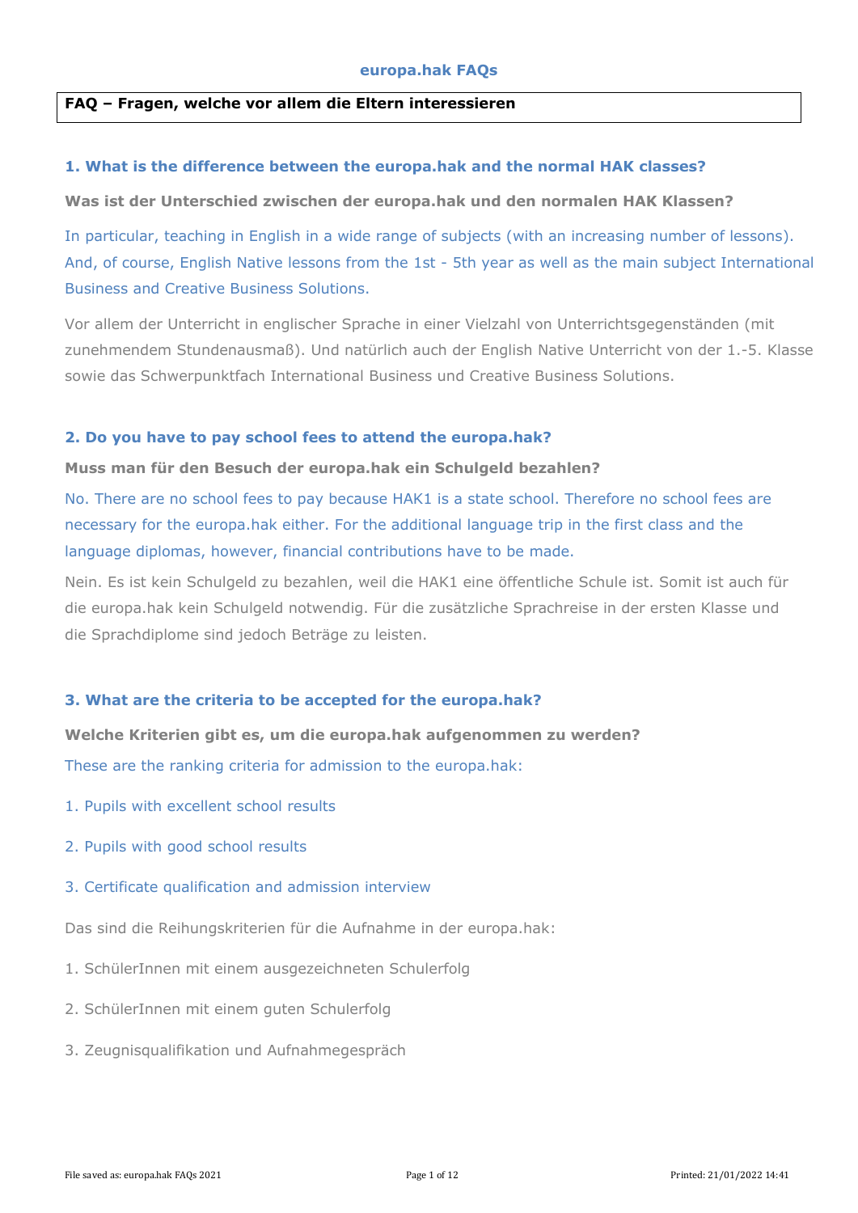# europa.hak FAQs

**FAQ – Fragen, welche vor allem die Eltern interessieren**

### 1. What is the difference between the europa.hak and the normal HAK classes?

**Was ist der Unterschied zwischen der europa.hak und den normalen HAK Klassen?**

In particular, teaching in English in a wide range of subjects (with an increasing number of lessons). And, of course, English Native lessons from the 1st - 5th year as well as the main subject International Business and Creative Business Solutions.

Vor allem der Unterricht in englischer Sprache in einer Vielzahl von Unterrichtsgegenständen (mit zunehmendem Stundenausmaß). Und natürlich auch der English Native Unterricht von der 1.-5. Klasse sowie das Schwerpunktfach International Business und Creative Business Solutions.

### 2. Do you have to pay school fees to attend the europa.hak?

**Muss man für den Besuch der europa.hak ein Schulgeld bezahlen?**

No. There are no school fees to pay because HAK1 is a state school. Therefore no school fees are necessary for the europa.hak either. For the additional language trip in the first class and the language diplomas, however, financial contributions have to be made.

Nein. Es ist kein Schulgeld zu bezahlen, weil die HAK1 eine öffentliche Schule ist. Somit ist auch für die europa.hak kein Schulgeld notwendig. Für die zusätzliche Sprachreise in der ersten Klasse und die Sprachdiplome sind jedoch Beträge zu leisten.

### 3. What are the criteria to be accepted for the europa.hak?

**Welche Kriterien gibt es, um die europa.hak aufgenommen zu werden?**

These are the ranking criteria for admission to the europa.hak:

1. Pupils with excellent school results
2. Pupils with good school results
3. Certificate qualification and admission interview

Das sind die Reihungskriterien für die Aufnahme in der europa.hak:

1. SchülerInnen mit einem ausgezeichneten Schulerfolg
2. SchülerInnen mit einem guten Schulerfolg
3. Zeugnisqualifikation und Aufnahmegespräch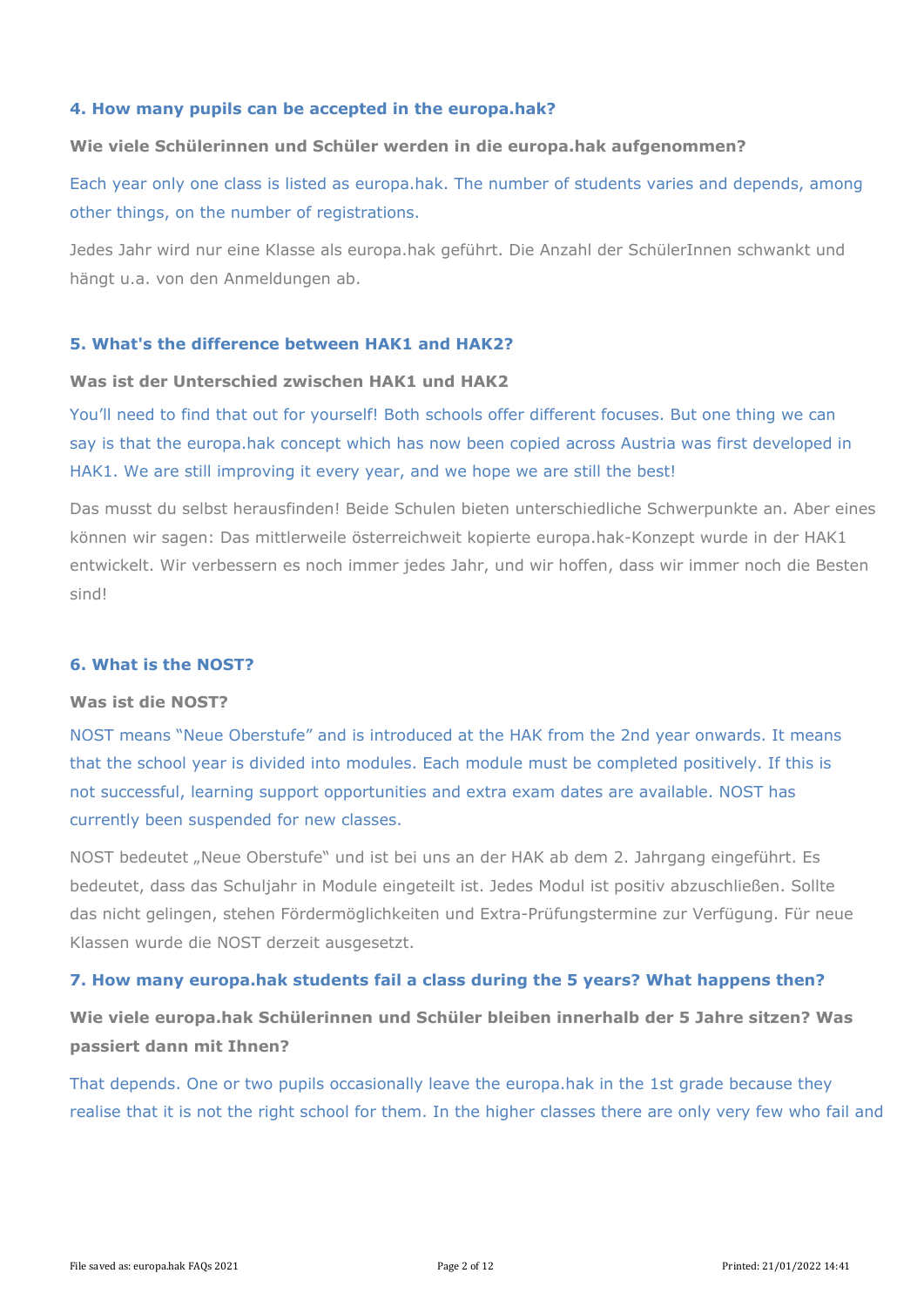### 4. How many pupils can be accepted in the europa.hak?

**Wie viele Schülerinnen und Schüler werden in die europa.hak aufgenommen?**

Each year only one class is listed as europa.hak. The number of students varies and depends, among other things, on the number of registrations.

Jedes Jahr wird nur eine Klasse als europa.hak geführt. Die Anzahl der SchülerInnen schwankt und hängt u.a. von den Anmeldungen ab.

### 5. What's the difference between HAK1 and HAK2?

**Was ist der Unterschied zwischen HAK1 und HAK2**

You'll need to find that out for yourself! Both schools offer different focuses. But one thing we can say is that the europa.hak concept which has now been copied across Austria was first developed in HAK1. We are still improving it every year, and we hope we are still the best!

Das musst du selbst herausfinden! Beide Schulen bieten unterschiedliche Schwerpunkte an. Aber eines können wir sagen: Das mittlerweile österreichweit kopierte europa.hak-Konzept wurde in der HAK1 entwickelt. Wir verbessern es noch immer jedes Jahr, und wir hoffen, dass wir immer noch die Besten sind!

### 6. What is the NOST?

**Was ist die NOST?**

NOST means "Neue Oberstufe" and is introduced at the HAK from the 2nd year onwards. It means that the school year is divided into modules. Each module must be completed positively. If this is not successful, learning support opportunities and extra exam dates are available. NOST has currently been suspended for new classes.

NOST bedeutet „Neue Oberstufe" und ist bei uns an der HAK ab dem 2. Jahrgang eingeführt. Es bedeutet, dass das Schuljahr in Module eingeteilt ist. Jedes Modul ist positiv abzuschließen. Sollte das nicht gelingen, stehen Fördermöglichkeiten und Extra-Prüfungstermine zur Verfügung. Für neue Klassen wurde die NOST derzeit ausgesetzt.

### 7. How many europa.hak students fail a class during the 5 years? What happens then?

**Wie viele europa.hak Schülerinnen und Schüler bleiben innerhalb der 5 Jahre sitzen? Was passiert dann mit Ihnen?**

That depends. One or two pupils occasionally leave the europa.hak in the 1st grade because they realise that it is not the right school for them. In the higher classes there are only very few who fail and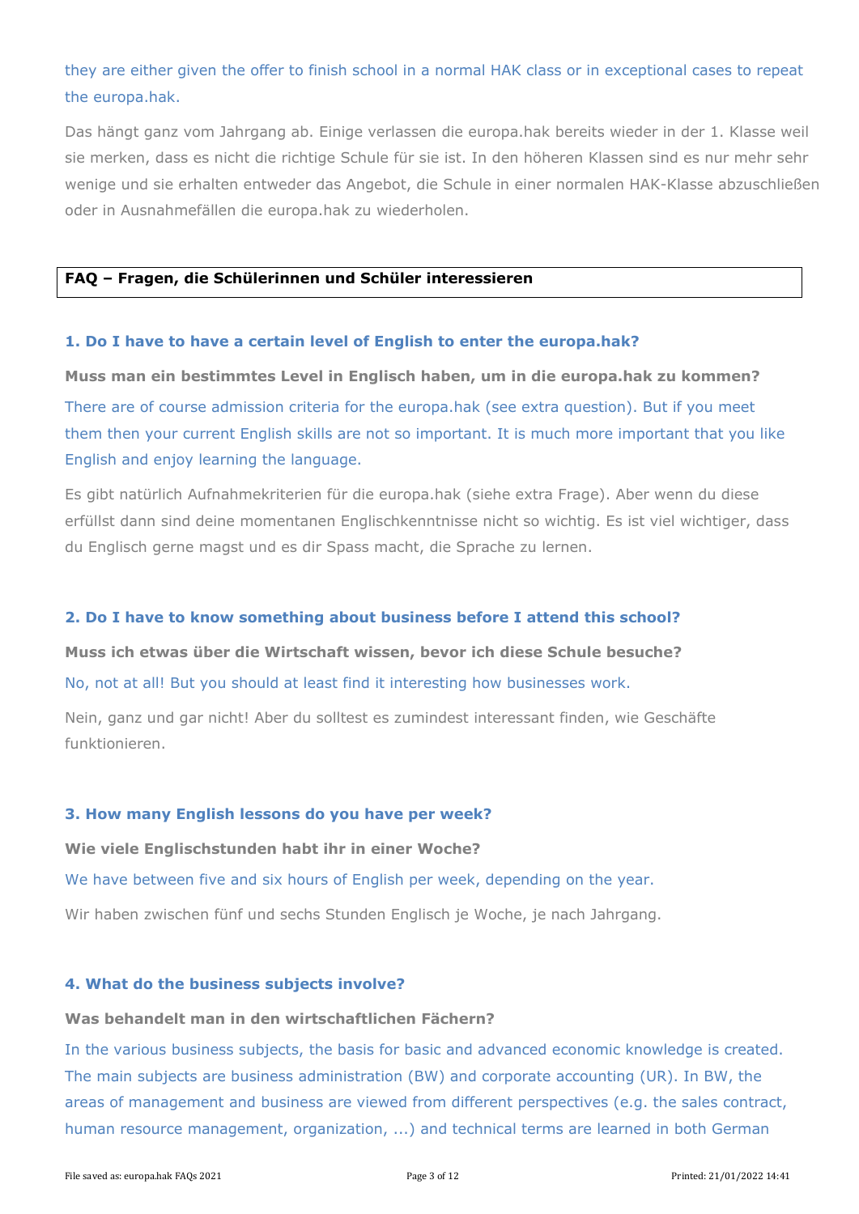they are either given the offer to finish school in a normal HAK class or in exceptional cases to repeat the europa.hak.

Das hängt ganz vom Jahrgang ab. Einige verlassen die europa.hak bereits wieder in der 1. Klasse weil sie merken, dass es nicht die richtige Schule für sie ist. In den höheren Klassen sind es nur mehr sehr wenige und sie erhalten entweder das Angebot, die Schule in einer normalen HAK-Klasse abzuschließen oder in Ausnahmefällen die europa.hak zu wiederholen.

## FAQ – Fragen, die Schülerinnen und Schüler interessieren

### 1. Do I have to have a certain level of English to enter the europa.hak?

**Muss man ein bestimmtes Level in Englisch haben, um in die europa.hak zu kommen?**

There are of course admission criteria for the europa.hak (see extra question). But if you meet them then your current English skills are not so important. It is much more important that you like English and enjoy learning the language.

Es gibt natürlich Aufnahmekriterien für die europa.hak (siehe extra Frage). Aber wenn du diese erfüllst dann sind deine momentanen Englischkenntnisse nicht so wichtig. Es ist viel wichtiger, dass du Englisch gerne magst und es dir Spass macht, die Sprache zu lernen.

### 2. Do I have to know something about business before I attend this school?

**Muss ich etwas über die Wirtschaft wissen, bevor ich diese Schule besuche?**

No, not at all! But you should at least find it interesting how businesses work.

Nein, ganz und gar nicht! Aber du solltest es zumindest interessant finden, wie Geschäfte funktionieren.

### 3. How many English lessons do you have per week?

**Wie viele Englischstunden habt ihr in einer Woche?**

We have between five and six hours of English per week, depending on the year.

Wir haben zwischen fünf und sechs Stunden Englisch je Woche, je nach Jahrgang.

### 4. What do the business subjects involve?

**Was behandelt man in den wirtschaftlichen Fächern?**

In the various business subjects, the basis for basic and advanced economic knowledge is created. The main subjects are business administration (BW) and corporate accounting (UR). In BW, the areas of management and business are viewed from different perspectives (e.g. the sales contract, human resource management, organization, ...) and technical terms are learned in both German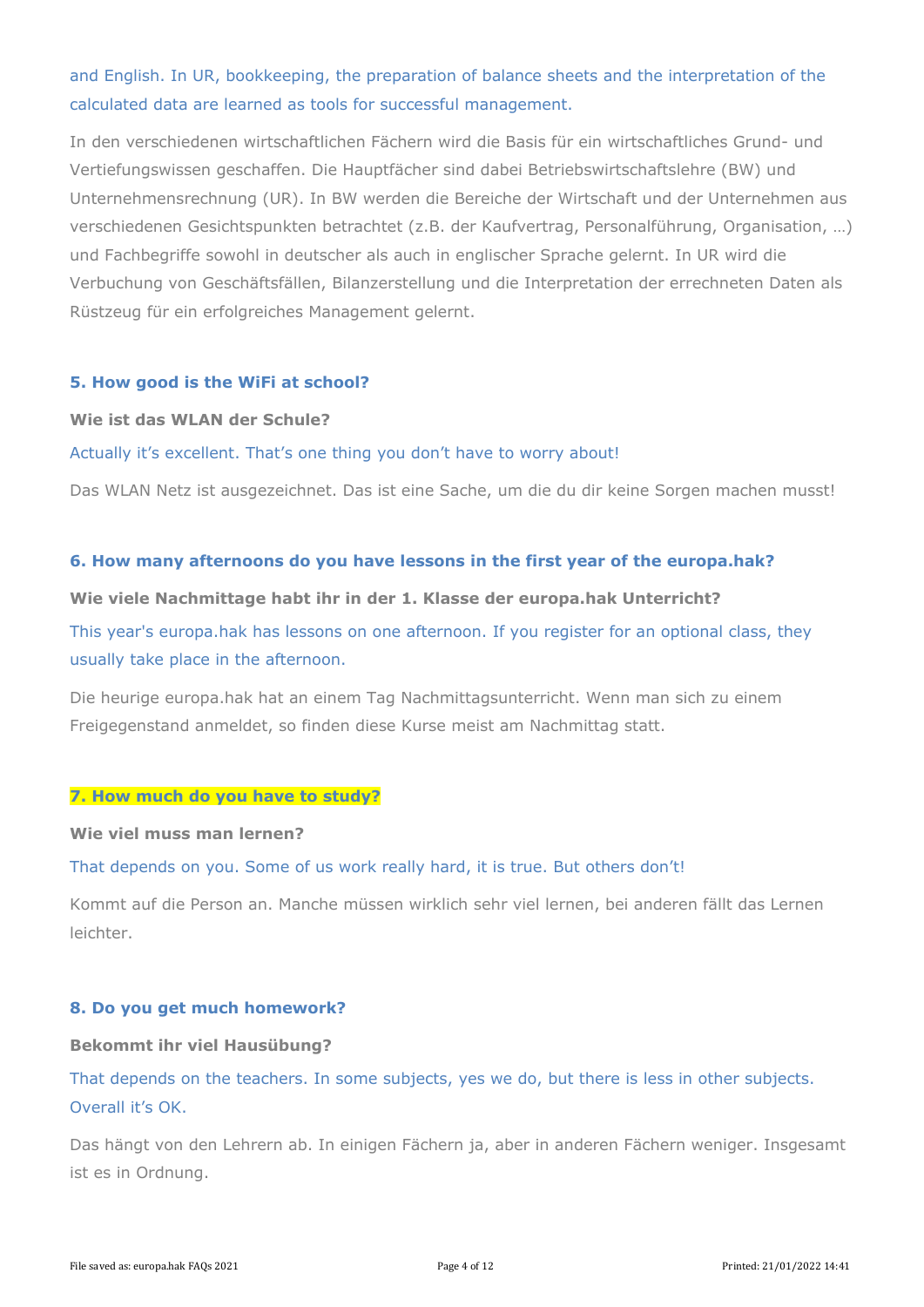and English. In UR, bookkeeping, the preparation of balance sheets and the interpretation of the calculated data are learned as tools for successful management.

In den verschiedenen wirtschaftlichen Fächern wird die Basis für ein wirtschaftliches Grund- und Vertiefungswissen geschaffen. Die Hauptfächer sind dabei Betriebswirtschaftslehre (BW) und Unternehmensrechnung (UR). In BW werden die Bereiche der Wirtschaft und der Unternehmen aus verschiedenen Gesichtspunkten betrachtet (z.B. der Kaufvertrag, Personalführung, Organisation, …) und Fachbegriffe sowohl in deutscher als auch in englischer Sprache gelernt. In UR wird die Verbuchung von Geschäftsfällen, Bilanzerstellung und die Interpretation der errechneten Daten als Rüstzeug für ein erfolgreiches Management gelernt.

### 5. How good is the WiFi at school?

**Wie ist das WLAN der Schule?**

Actually it's excellent. That's one thing you don't have to worry about!

Das WLAN Netz ist ausgezeichnet. Das ist eine Sache, um die du dir keine Sorgen machen musst!

### 6. How many afternoons do you have lessons in the first year of the europa.hak?

**Wie viele Nachmittage habt ihr in der 1. Klasse der europa.hak Unterricht?**

This year's europa.hak has lessons on one afternoon. If you register for an optional class, they usually take place in the afternoon.

Die heurige europa.hak hat an einem Tag Nachmittagsunterricht. Wenn man sich zu einem Freigegenstand anmeldet, so finden diese Kurse meist am Nachmittag statt.

### 7. How much do you have to study?

**Wie viel muss man lernen?**

That depends on you. Some of us work really hard, it is true. But others don't!

Kommt auf die Person an. Manche müssen wirklich sehr viel lernen, bei anderen fällt das Lernen leichter.

### 8. Do you get much homework?

**Bekommt ihr viel Hausübung?**

That depends on the teachers. In some subjects, yes we do, but there is less in other subjects. Overall it's OK.

Das hängt von den Lehrern ab. In einigen Fächern ja, aber in anderen Fächern weniger. Insgesamt ist es in Ordnung.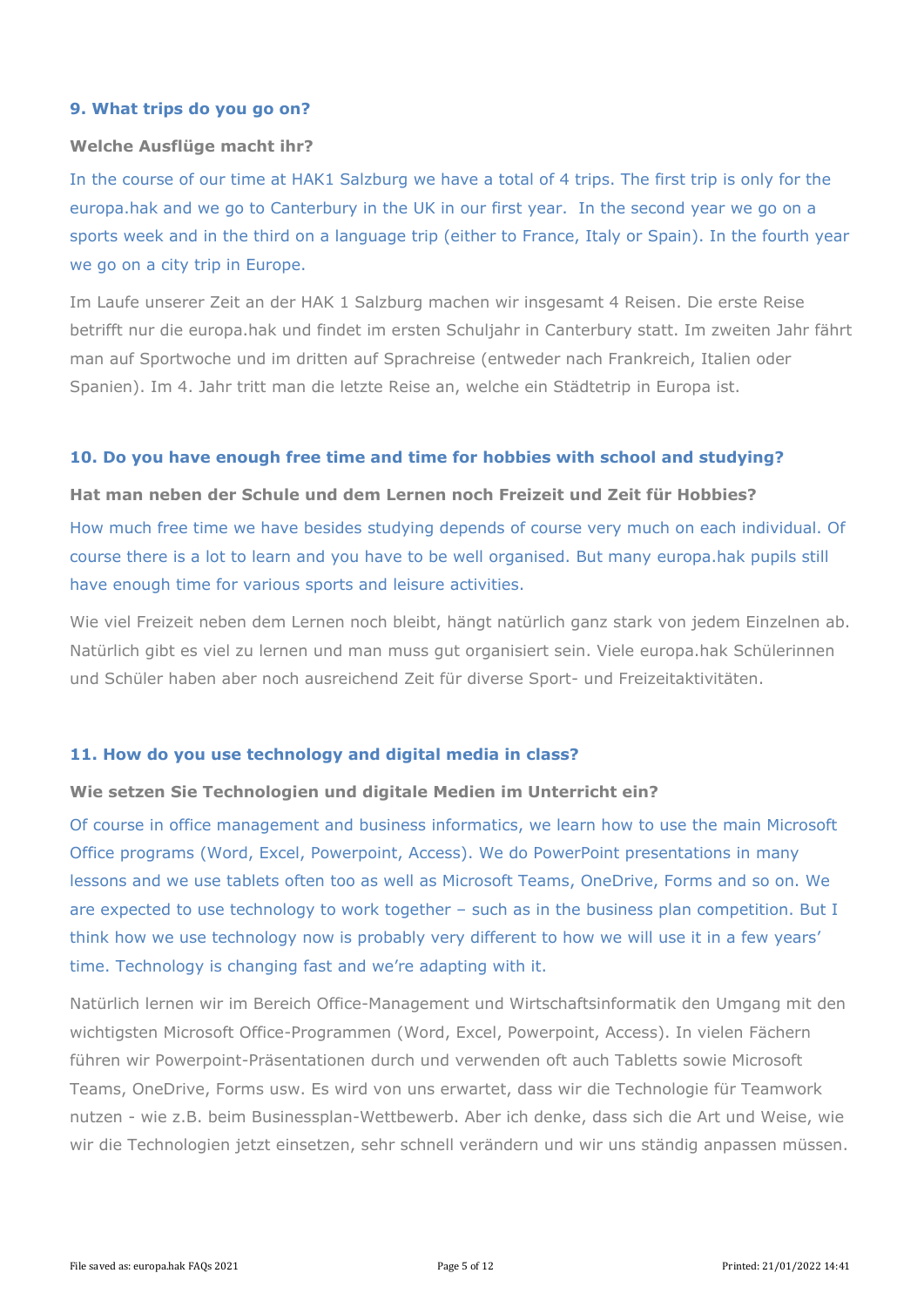### 9. What trips do you go on?

**Welche Ausflüge macht ihr?**

In the course of our time at HAK1 Salzburg we have a total of 4 trips. The first trip is only for the europa.hak and we go to Canterbury in the UK in our first year. In the second year we go on a sports week and in the third on a language trip (either to France, Italy or Spain). In the fourth year we go on a city trip in Europe.

Im Laufe unserer Zeit an der HAK 1 Salzburg machen wir insgesamt 4 Reisen. Die erste Reise betrifft nur die europa.hak und findet im ersten Schuljahr in Canterbury statt. Im zweiten Jahr fährt man auf Sportwoche und im dritten auf Sprachreise (entweder nach Frankreich, Italien oder Spanien). Im 4. Jahr tritt man die letzte Reise an, welche ein Städtetrip in Europa ist.

### 10. Do you have enough free time and time for hobbies with school and studying?

**Hat man neben der Schule und dem Lernen noch Freizeit und Zeit für Hobbies?**

How much free time we have besides studying depends of course very much on each individual. Of course there is a lot to learn and you have to be well organised. But many europa.hak pupils still have enough time for various sports and leisure activities.

Wie viel Freizeit neben dem Lernen noch bleibt, hängt natürlich ganz stark von jedem Einzelnen ab. Natürlich gibt es viel zu lernen und man muss gut organisiert sein. Viele europa.hak Schülerinnen und Schüler haben aber noch ausreichend Zeit für diverse Sport- und Freizeitaktivitäten.

### 11. How do you use technology and digital media in class?

**Wie setzen Sie Technologien und digitale Medien im Unterricht ein?**

Of course in office management and business informatics, we learn how to use the main Microsoft Office programs (Word, Excel, Powerpoint, Access). We do PowerPoint presentations in many lessons and we use tablets often too as well as Microsoft Teams, OneDrive, Forms and so on. We are expected to use technology to work together – such as in the business plan competition. But I think how we use technology now is probably very different to how we will use it in a few years' time. Technology is changing fast and we're adapting with it.

Natürlich lernen wir im Bereich Office-Management und Wirtschaftsinformatik den Umgang mit den wichtigsten Microsoft Office-Programmen (Word, Excel, Powerpoint, Access). In vielen Fächern führen wir Powerpoint-Präsentationen durch und verwenden oft auch Tabletts sowie Microsoft Teams, OneDrive, Forms usw. Es wird von uns erwartet, dass wir die Technologie für Teamwork nutzen - wie z.B. beim Businessplan-Wettbewerb. Aber ich denke, dass sich die Art und Weise, wie wir die Technologien jetzt einsetzen, sehr schnell verändern und wir uns ständig anpassen müssen.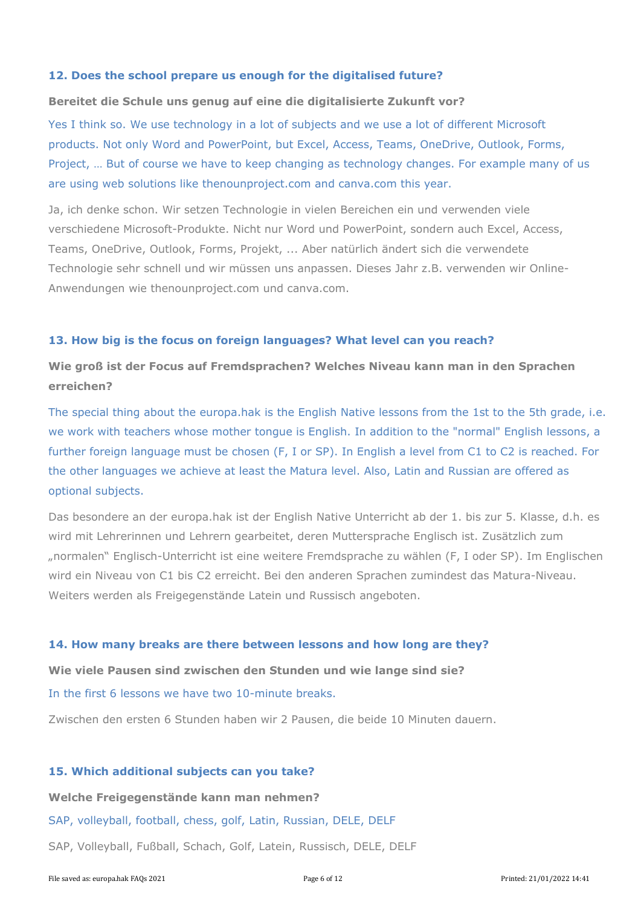### 12. Does the school prepare us enough for the digitalised future?

**Bereitet die Schule uns genug auf eine die digitalisierte Zukunft vor?**

Yes I think so. We use technology in a lot of subjects and we use a lot of different Microsoft products. Not only Word and PowerPoint, but Excel, Access, Teams, OneDrive, Outlook, Forms, Project, … But of course we have to keep changing as technology changes. For example many of us are using web solutions like thenounproject.com and canva.com this year.

Ja, ich denke schon. Wir setzen Technologie in vielen Bereichen ein und verwenden viele verschiedene Microsoft-Produkte. Nicht nur Word und PowerPoint, sondern auch Excel, Access, Teams, OneDrive, Outlook, Forms, Projekt, ... Aber natürlich ändert sich die verwendete Technologie sehr schnell und wir müssen uns anpassen. Dieses Jahr z.B. verwenden wir Online-Anwendungen wie thenounproject.com und canva.com.

### 13. How big is the focus on foreign languages? What level can you reach?

**Wie groß ist der Focus auf Fremdsprachen? Welches Niveau kann man in den Sprachen erreichen?**

The special thing about the europa.hak is the English Native lessons from the 1st to the 5th grade, i.e. we work with teachers whose mother tongue is English. In addition to the "normal" English lessons, a further foreign language must be chosen (F, I or SP). In English a level from C1 to C2 is reached. For the other languages we achieve at least the Matura level. Also, Latin and Russian are offered as optional subjects.

Das besondere an der europa.hak ist der English Native Unterricht ab der 1. bis zur 5. Klasse, d.h. es wird mit Lehrerinnen und Lehrern gearbeitet, deren Muttersprache Englisch ist. Zusätzlich zum „normalen" Englisch-Unterricht ist eine weitere Fremdsprache zu wählen (F, I oder SP). Im Englischen wird ein Niveau von C1 bis C2 erreicht. Bei den anderen Sprachen zumindest das Matura-Niveau. Weiters werden als Freigegenstände Latein und Russisch angeboten.

### 14. How many breaks are there between lessons and how long are they?

**Wie viele Pausen sind zwischen den Stunden und wie lange sind sie?**

In the first 6 lessons we have two 10-minute breaks.

Zwischen den ersten 6 Stunden haben wir 2 Pausen, die beide 10 Minuten dauern.

### 15. Which additional subjects can you take?

**Welche Freigegenstände kann man nehmen?**

SAP, volleyball, football, chess, golf, Latin, Russian, DELE, DELF

SAP, Volleyball, Fußball, Schach, Golf, Latein, Russisch, DELE, DELF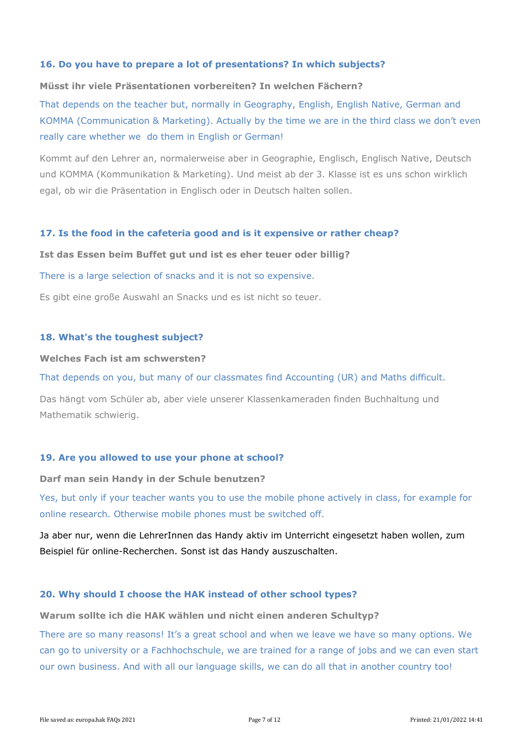### 16. Do you have to prepare a lot of presentations? In which subjects?

**Müsst ihr viele Präsentationen vorbereiten? In welchen Fächern?**

That depends on the teacher but, normally in Geography, English, English Native, German and KOMMA (Communication & Marketing). Actually by the time we are in the third class we don't even really care whether we do them in English or German!

Kommt auf den Lehrer an, normalerweise aber in Geographie, Englisch, Englisch Native, Deutsch und KOMMA (Kommunikation & Marketing). Und meist ab der 3. Klasse ist es uns schon wirklich egal, ob wir die Präsentation in Englisch oder in Deutsch halten sollen.

### 17. Is the food in the cafeteria good and is it expensive or rather cheap?

**Ist das Essen beim Buffet gut und ist es eher teuer oder billig?**

There is a large selection of snacks and it is not so expensive.

Es gibt eine große Auswahl an Snacks und es ist nicht so teuer.

### 18. What's the toughest subject?

**Welches Fach ist am schwersten?**

That depends on you, but many of our classmates find Accounting (UR) and Maths difficult.

Das hängt vom Schüler ab, aber viele unserer Klassenkameraden finden Buchhaltung und Mathematik schwierig.

### 19. Are you allowed to use your phone at school?

**Darf man sein Handy in der Schule benutzen?**

Yes, but only if your teacher wants you to use the mobile phone actively in class, for example for online research. Otherwise mobile phones must be switched off.

Ja aber nur, wenn die LehrerInnen das Handy aktiv im Unterricht eingesetzt haben wollen, zum Beispiel für online-Recherchen. Sonst ist das Handy auszuschalten.

### 20. Why should I choose the HAK instead of other school types?

**Warum sollte ich die HAK wählen und nicht einen anderen Schultyp?**

There are so many reasons! It's a great school and when we leave we have so many options. We can go to university or a Fachhochschule, we are trained for a range of jobs and we can even start our own business. And with all our language skills, we can do all that in another country too!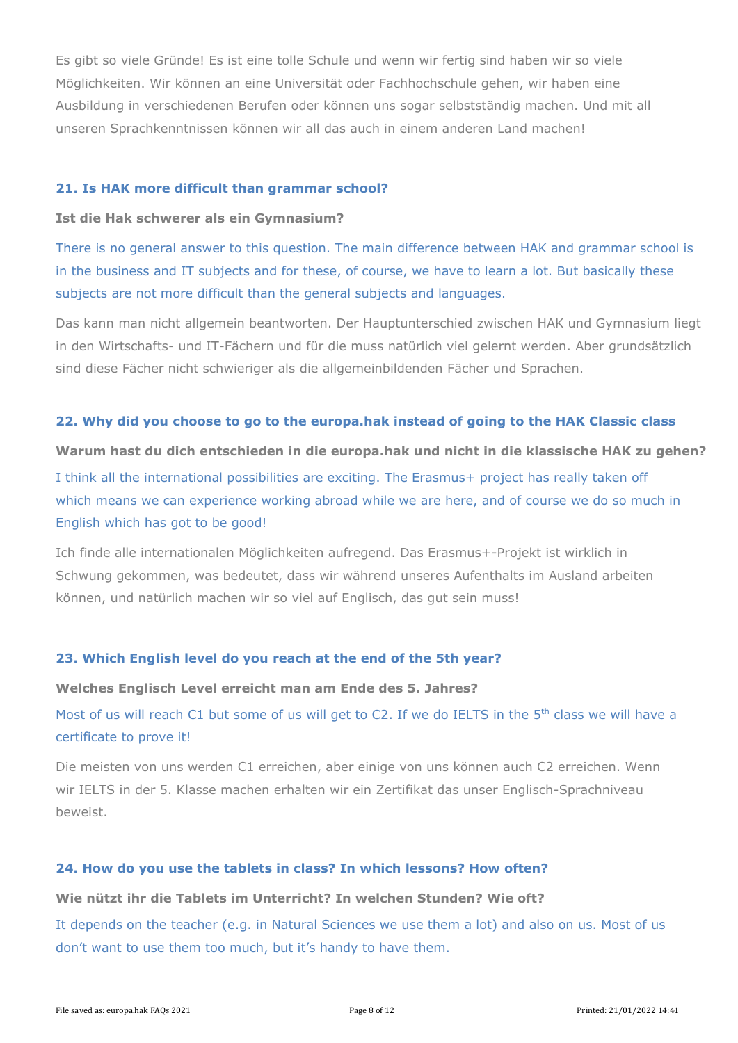Es gibt so viele Gründe! Es ist eine tolle Schule und wenn wir fertig sind haben wir so viele Möglichkeiten. Wir können an eine Universität oder Fachhochschule gehen, wir haben eine Ausbildung in verschiedenen Berufen oder können uns sogar selbstständig machen. Und mit all unseren Sprachkenntnissen können wir all das auch in einem anderen Land machen!

### 21. Is HAK more difficult than grammar school?

**Ist die Hak schwerer als ein Gymnasium?**

There is no general answer to this question. The main difference between HAK and grammar school is in the business and IT subjects and for these, of course, we have to learn a lot. But basically these subjects are not more difficult than the general subjects and languages.

Das kann man nicht allgemein beantworten. Der Hauptunterschied zwischen HAK und Gymnasium liegt in den Wirtschafts- und IT-Fächern und für die muss natürlich viel gelernt werden. Aber grundsätzlich sind diese Fächer nicht schwieriger als die allgemeinbildenden Fächer und Sprachen.

### 22. Why did you choose to go to the europa.hak instead of going to the HAK Classic class

**Warum hast du dich entschieden in die europa.hak und nicht in die klassische HAK zu gehen?**

I think all the international possibilities are exciting. The Erasmus+ project has really taken off which means we can experience working abroad while we are here, and of course we do so much in English which has got to be good!

Ich finde alle internationalen Möglichkeiten aufregend. Das Erasmus+-Projekt ist wirklich in Schwung gekommen, was bedeutet, dass wir während unseres Aufenthalts im Ausland arbeiten können, und natürlich machen wir so viel auf Englisch, das gut sein muss!

### 23. Which English level do you reach at the end of the 5th year?

**Welches Englisch Level erreicht man am Ende des 5. Jahres?**

Most of us will reach C1 but some of us will get to C2. If we do IELTS in the 5th class we will have a certificate to prove it!

Die meisten von uns werden C1 erreichen, aber einige von uns können auch C2 erreichen. Wenn wir IELTS in der 5. Klasse machen erhalten wir ein Zertifikat das unser Englisch-Sprachniveau beweist.

### 24. How do you use the tablets in class? In which lessons? How often?

**Wie nützt ihr die Tablets im Unterricht? In welchen Stunden? Wie oft?**

It depends on the teacher (e.g. in Natural Sciences we use them a lot) and also on us. Most of us don't want to use them too much, but it's handy to have them.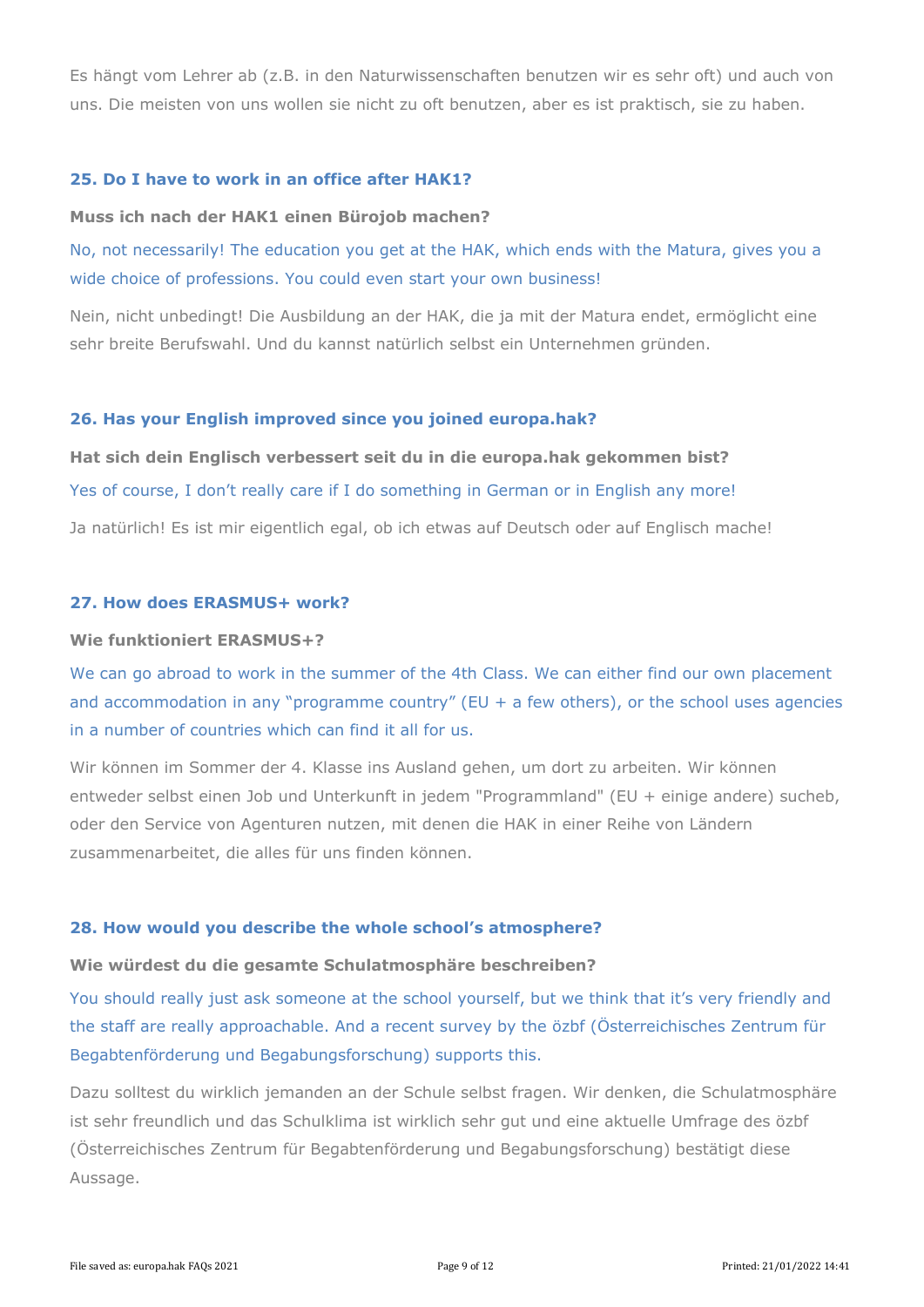Es hängt vom Lehrer ab (z.B. in den Naturwissenschaften benutzen wir es sehr oft) und auch von uns. Die meisten von uns wollen sie nicht zu oft benutzen, aber es ist praktisch, sie zu haben.

### 25. Do I have to work in an office after HAK1?

**Muss ich nach der HAK1 einen Bürojob machen?**

No, not necessarily! The education you get at the HAK, which ends with the Matura, gives you a wide choice of professions. You could even start your own business!

Nein, nicht unbedingt! Die Ausbildung an der HAK, die ja mit der Matura endet, ermöglicht eine sehr breite Berufswahl. Und du kannst natürlich selbst ein Unternehmen gründen.

### 26. Has your English improved since you joined europa.hak?

**Hat sich dein Englisch verbessert seit du in die europa.hak gekommen bist?**

Yes of course, I don't really care if I do something in German or in English any more!

Ja natürlich! Es ist mir eigentlich egal, ob ich etwas auf Deutsch oder auf Englisch mache!

### 27. How does ERASMUS+ work?

**Wie funktioniert ERASMUS+?**

We can go abroad to work in the summer of the 4th Class. We can either find our own placement and accommodation in any "programme country" (EU + a few others), or the school uses agencies in a number of countries which can find it all for us.

Wir können im Sommer der 4. Klasse ins Ausland gehen, um dort zu arbeiten. Wir können entweder selbst einen Job und Unterkunft in jedem "Programmland" (EU + einige andere) sucheb, oder den Service von Agenturen nutzen, mit denen die HAK in einer Reihe von Ländern zusammenarbeitet, die alles für uns finden können.

### 28. How would you describe the whole school's atmosphere?

**Wie würdest du die gesamte Schulatmosphäre beschreiben?**

You should really just ask someone at the school yourself, but we think that it's very friendly and the staff are really approachable. And a recent survey by the özbf (Österreichisches Zentrum für Begabtenförderung und Begabungsforschung) supports this.

Dazu solltest du wirklich jemanden an der Schule selbst fragen. Wir denken, die Schulatmosphäre ist sehr freundlich und das Schulklima ist wirklich sehr gut und eine aktuelle Umfrage des özbf (Österreichisches Zentrum für Begabtenförderung und Begabungsforschung) bestätigt diese Aussage.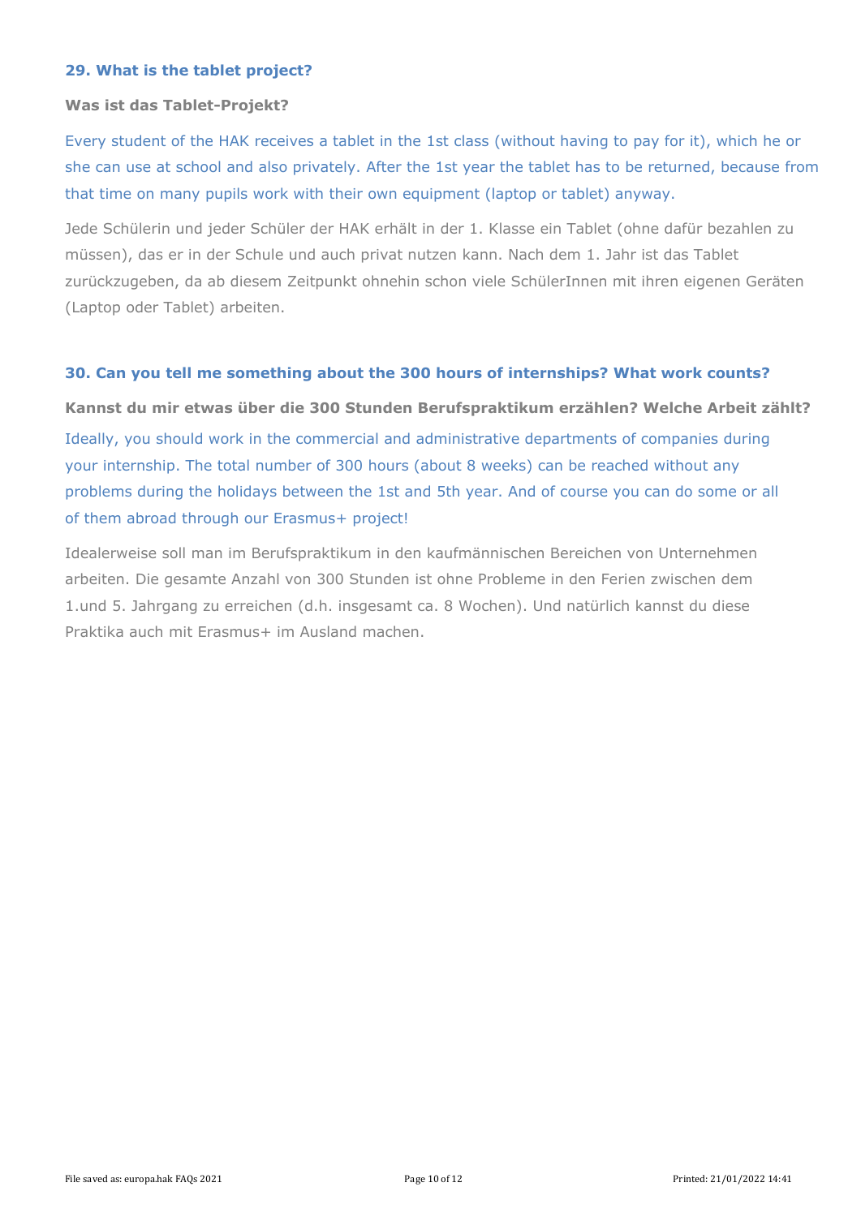### 29. What is the tablet project?

**Was ist das Tablet-Projekt?**

Every student of the HAK receives a tablet in the 1st class (without having to pay for it), which he or she can use at school and also privately. After the 1st year the tablet has to be returned, because from that time on many pupils work with their own equipment (laptop or tablet) anyway.

Jede Schülerin und jeder Schüler der HAK erhält in der 1. Klasse ein Tablet (ohne dafür bezahlen zu müssen), das er in der Schule und auch privat nutzen kann. Nach dem 1. Jahr ist das Tablet zurückzugeben, da ab diesem Zeitpunkt ohnehin schon viele SchülerInnen mit ihren eigenen Geräten (Laptop oder Tablet) arbeiten.

### 30. Can you tell me something about the 300 hours of internships? What work counts?

**Kannst du mir etwas über die 300 Stunden Berufspraktikum erzählen? Welche Arbeit zählt?**

Ideally, you should work in the commercial and administrative departments of companies during your internship. The total number of 300 hours (about 8 weeks) can be reached without any problems during the holidays between the 1st and 5th year. And of course you can do some or all of them abroad through our Erasmus+ project!

Idealerweise soll man im Berufspraktikum in den kaufmännischen Bereichen von Unternehmen arbeiten. Die gesamte Anzahl von 300 Stunden ist ohne Probleme in den Ferien zwischen dem 1.und 5. Jahrgang zu erreichen (d.h. insgesamt ca. 8 Wochen). Und natürlich kannst du diese Praktika auch mit Erasmus+ im Ausland machen.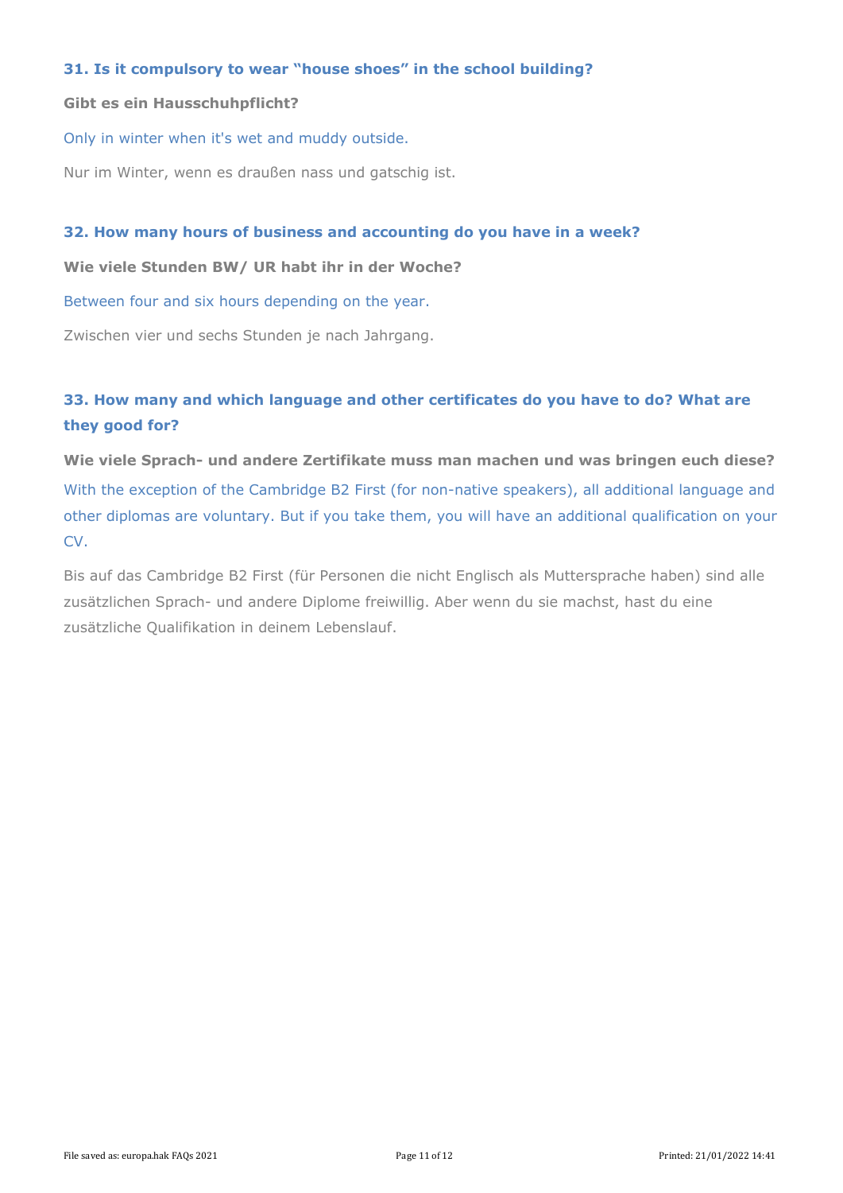### 31. Is it compulsory to wear "house shoes" in the school building?

**Gibt es ein Hausschuhpflicht?**

Only in winter when it's wet and muddy outside.

Nur im Winter, wenn es draußen nass und gatschig ist.

### 32. How many hours of business and accounting do you have in a week?

**Wie viele Stunden BW/ UR habt ihr in der Woche?**

Between four and six hours depending on the year.

Zwischen vier und sechs Stunden je nach Jahrgang.

### 33. How many and which language and other certificates do you have to do? What are they good for?

**Wie viele Sprach- und andere Zertifikate muss man machen und was bringen euch diese?**

With the exception of the Cambridge B2 First (for non-native speakers), all additional language and other diplomas are voluntary. But if you take them, you will have an additional qualification on your CV.

Bis auf das Cambridge B2 First (für Personen die nicht Englisch als Muttersprache haben) sind alle zusätzlichen Sprach- und andere Diplome freiwillig. Aber wenn du sie machst, hast du eine zusätzliche Qualifikation in deinem Lebenslauf.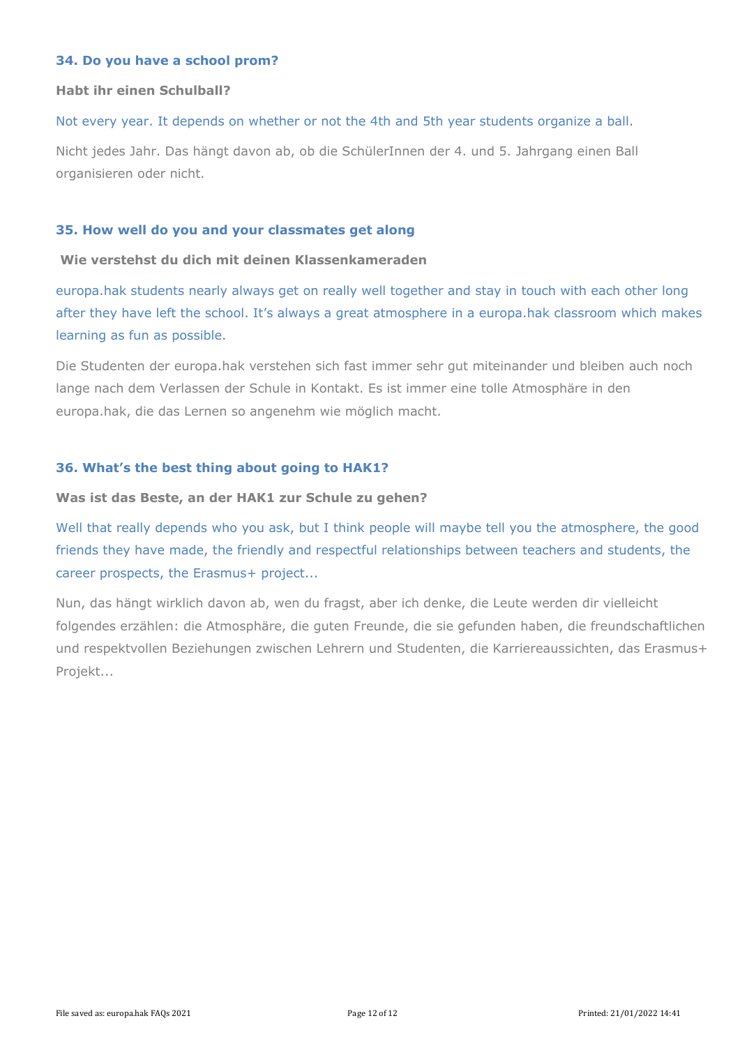### 34. Do you have a school prom?

**Habt ihr einen Schulball?**

Not every year. It depends on whether or not the 4th and 5th year students organize a ball.

Nicht jedes Jahr. Das hängt davon ab, ob die SchülerInnen der 4. und 5. Jahrgang einen Ball organisieren oder nicht.

### 35. How well do you and your classmates get along

**Wie verstehst du dich mit deinen Klassenkameraden**

europa.hak students nearly always get on really well together and stay in touch with each other long after they have left the school. It's always a great atmosphere in a europa.hak classroom which makes learning as fun as possible.

Die Studenten der europa.hak verstehen sich fast immer sehr gut miteinander und bleiben auch noch lange nach dem Verlassen der Schule in Kontakt. Es ist immer eine tolle Atmosphäre in den europa.hak, die das Lernen so angenehm wie möglich macht.

### 36. What's the best thing about going to HAK1?

**Was ist das Beste, an der HAK1 zur Schule zu gehen?**

Well that really depends who you ask, but I think people will maybe tell you the atmosphere, the good friends they have made, the friendly and respectful relationships between teachers and students, the career prospects, the Erasmus+ project...

Nun, das hängt wirklich davon ab, wen du fragst, aber ich denke, die Leute werden dir vielleicht folgendes erzählen: die Atmosphäre, die guten Freunde, die sie gefunden haben, die freundschaftlichen und respektvollen Beziehungen zwischen Lehrern und Studenten, die Karriereaussichten, das Erasmus+ Projekt...